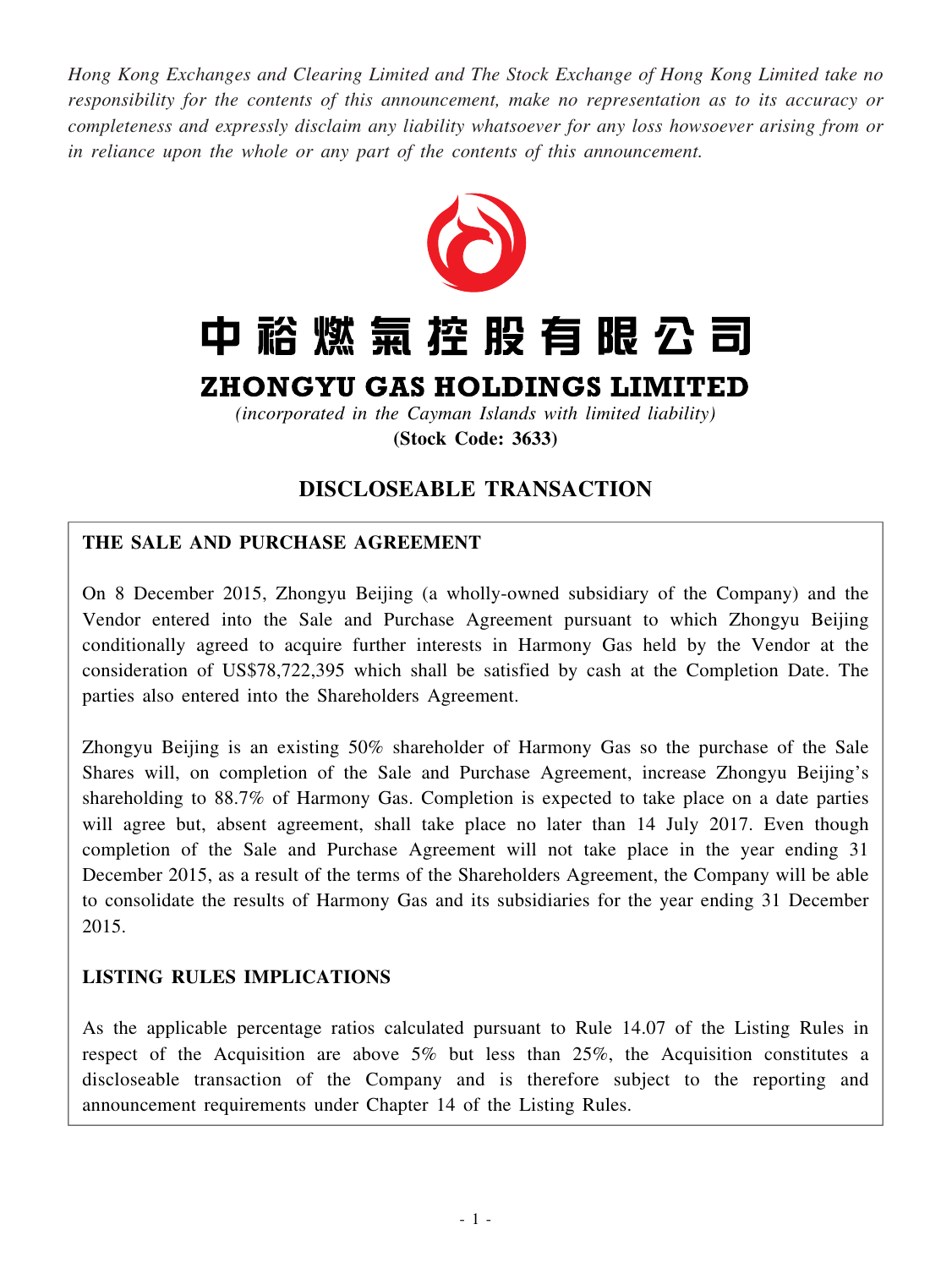*Hong Kong Exchanges and Clearing Limited and The Stock Exchange of Hong Kong Limited take no responsibility for the contents of this announcement, make no representation as to its accuracy or completeness and expressly disclaim any liability whatsoever for any loss howsoever arising from or in reliance upon the whole or any part of the contents of this announcement.*

# 中裕燃氣控股有限公司

# ZHONGYU GAS HOLDINGS LIMITED

*(incorporated in the Cayman Islands with limited liability)*

**(Stock Code: 3633)**

## DISCLOSEABLE TRANSACTION

### THE SALE AND PURCHASE AGREEMENT

On 8 December 2015, Zhongyu Beijing (a wholly-owned subsidiary of the Company) and the Vendor entered into the Sale and Purchase Agreement pursuant to which Zhongyu Beijing conditionally agreed to acquire further interests in Harmony Gas held by the Vendor at the consideration of US$78,722,395 which shall be satisfied by cash at the Completion Date. The parties also entered into the Shareholders Agreement.

Zhongyu Beijing is an existing 50% shareholder of Harmony Gas so the purchase of the Sale Shares will, on completion of the Sale and Purchase Agreement, increase Zhongyu Beijing's shareholding to 88.7% of Harmony Gas. Completion is expected to take place on a date parties will agree but, absent agreement, shall take place no later than 14 July 2017. Even though completion of the Sale and Purchase Agreement will not take place in the year ending 31 December 2015, as a result of the terms of the Shareholders Agreement, the Company will be able to consolidate the results of Harmony Gas and its subsidiaries for the year ending 31 December 2015.

### LISTING RULES IMPLICATIONS

As the applicable percentage ratios calculated pursuant to Rule 14.07 of the Listing Rules in respect of the Acquisition are above 5% but less than 25%, the Acquisition constitutes a discloseable transaction of the Company and is therefore subject to the reporting and announcement requirements under Chapter 14 of the Listing Rules.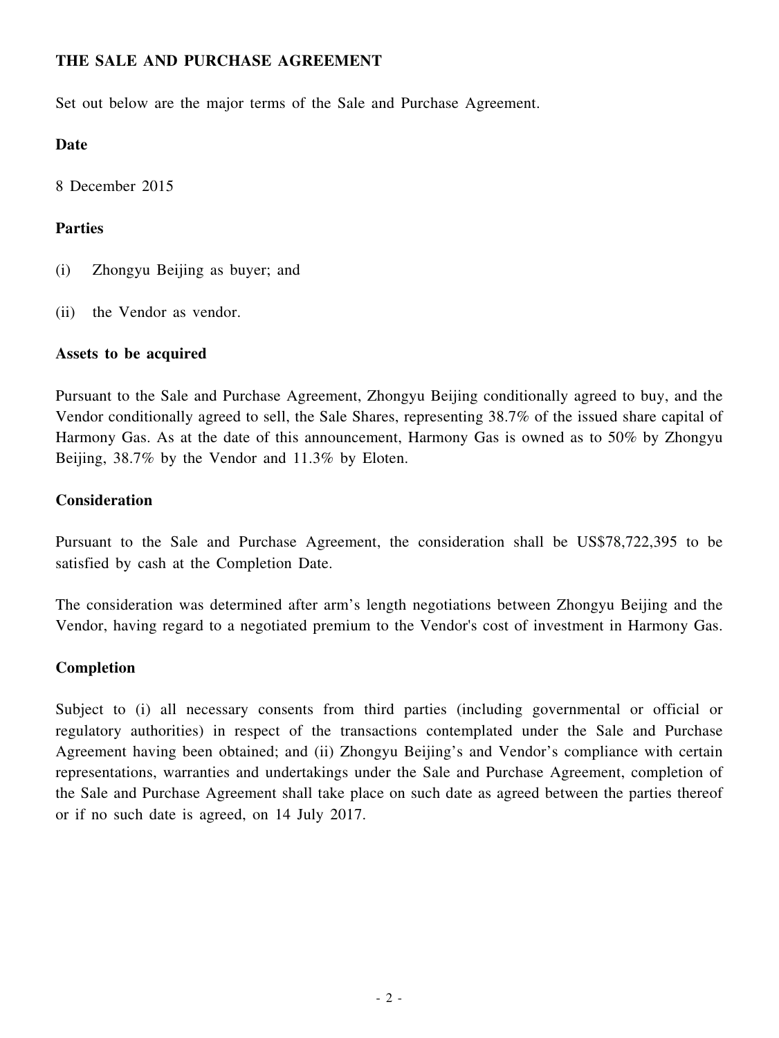## THE SALE AND PURCHASE AGREEMENT

Set out below are the major terms of the Sale and Purchase Agreement.

### Date

8 December 2015

### Parties

(i) Zhongyu Beijing as buyer; and

(ii) the Vendor as vendor.

### Assets to be acquired

Pursuant to the Sale and Purchase Agreement, Zhongyu Beijing conditionally agreed to buy, and the Vendor conditionally agreed to sell, the Sale Shares, representing 38.7% of the issued share capital of Harmony Gas. As at the date of this announcement, Harmony Gas is owned as to 50% by Zhongyu Beijing, 38.7% by the Vendor and 11.3% by Eloten.

### Consideration

Pursuant to the Sale and Purchase Agreement, the consideration shall be US$78,722,395 to be satisfied by cash at the Completion Date.

The consideration was determined after arm's length negotiations between Zhongyu Beijing and the Vendor, having regard to a negotiated premium to the Vendor's cost of investment in Harmony Gas.

### Completion

Subject to (i) all necessary consents from third parties (including governmental or official or regulatory authorities) in respect of the transactions contemplated under the Sale and Purchase Agreement having been obtained; and (ii) Zhongyu Beijing's and Vendor's compliance with certain representations, warranties and undertakings under the Sale and Purchase Agreement, completion of the Sale and Purchase Agreement shall take place on such date as agreed between the parties thereof or if no such date is agreed, on 14 July 2017.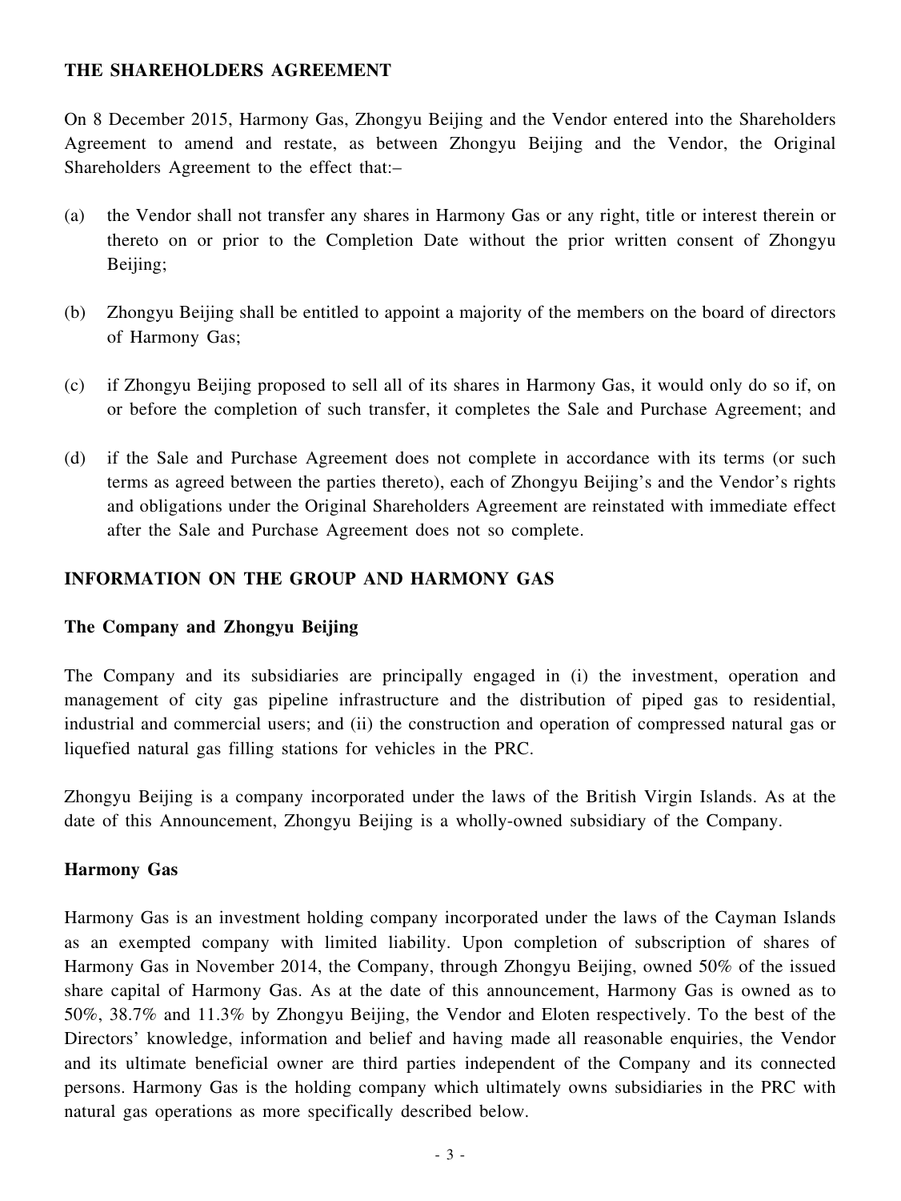## THE SHAREHOLDERS AGREEMENT

On 8 December 2015, Harmony Gas, Zhongyu Beijing and the Vendor entered into the Shareholders Agreement to amend and restate, as between Zhongyu Beijing and the Vendor, the Original Shareholders Agreement to the effect that:–

(a) the Vendor shall not transfer any shares in Harmony Gas or any right, title or interest therein or thereto on or prior to the Completion Date without the prior written consent of Zhongyu Beijing;

(b) Zhongyu Beijing shall be entitled to appoint a majority of the members on the board of directors of Harmony Gas;

(c) if Zhongyu Beijing proposed to sell all of its shares in Harmony Gas, it would only do so if, on or before the completion of such transfer, it completes the Sale and Purchase Agreement; and

(d) if the Sale and Purchase Agreement does not complete in accordance with its terms (or such terms as agreed between the parties thereto), each of Zhongyu Beijing's and the Vendor's rights and obligations under the Original Shareholders Agreement are reinstated with immediate effect after the Sale and Purchase Agreement does not so complete.

## INFORMATION ON THE GROUP AND HARMONY GAS

### The Company and Zhongyu Beijing

The Company and its subsidiaries are principally engaged in (i) the investment, operation and management of city gas pipeline infrastructure and the distribution of piped gas to residential, industrial and commercial users; and (ii) the construction and operation of compressed natural gas or liquefied natural gas filling stations for vehicles in the PRC.

Zhongyu Beijing is a company incorporated under the laws of the British Virgin Islands. As at the date of this Announcement, Zhongyu Beijing is a wholly-owned subsidiary of the Company.

### Harmony Gas

Harmony Gas is an investment holding company incorporated under the laws of the Cayman Islands as an exempted company with limited liability. Upon completion of subscription of shares of Harmony Gas in November 2014, the Company, through Zhongyu Beijing, owned 50% of the issued share capital of Harmony Gas. As at the date of this announcement, Harmony Gas is owned as to 50%, 38.7% and 11.3% by Zhongyu Beijing, the Vendor and Eloten respectively. To the best of the Directors' knowledge, information and belief and having made all reasonable enquiries, the Vendor and its ultimate beneficial owner are third parties independent of the Company and its connected persons. Harmony Gas is the holding company which ultimately owns subsidiaries in the PRC with natural gas operations as more specifically described below.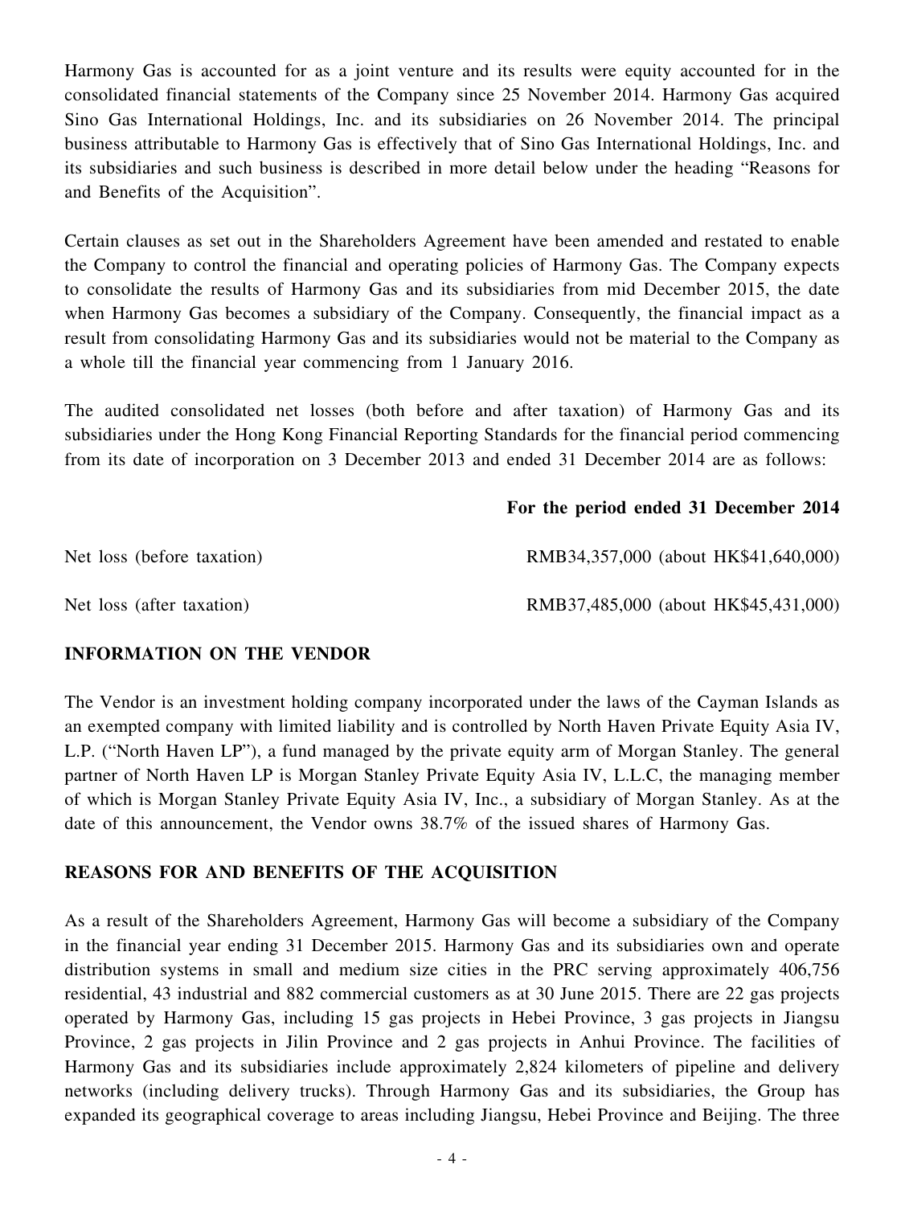Harmony Gas is accounted for as a joint venture and its results were equity accounted for in the consolidated financial statements of the Company since 25 November 2014. Harmony Gas acquired Sino Gas International Holdings, Inc. and its subsidiaries on 26 November 2014. The principal business attributable to Harmony Gas is effectively that of Sino Gas International Holdings, Inc. and its subsidiaries and such business is described in more detail below under the heading "Reasons for and Benefits of the Acquisition".

Certain clauses as set out in the Shareholders Agreement have been amended and restated to enable the Company to control the financial and operating policies of Harmony Gas. The Company expects to consolidate the results of Harmony Gas and its subsidiaries from mid December 2015, the date when Harmony Gas becomes a subsidiary of the Company. Consequently, the financial impact as a result from consolidating Harmony Gas and its subsidiaries would not be material to the Company as a whole till the financial year commencing from 1 January 2016.

The audited consolidated net losses (both before and after taxation) of Harmony Gas and its subsidiaries under the Hong Kong Financial Reporting Standards for the financial period commencing from its date of incorporation on 3 December 2013 and ended 31 December 2014 are as follows:

| | **For the period ended 31 December 2014** |
|---|---|
| Net loss (before taxation) | RMB34,357,000 (about HK$41,640,000) |
| Net loss (after taxation) | RMB37,485,000 (about HK$45,431,000) |

## INFORMATION ON THE VENDOR

The Vendor is an investment holding company incorporated under the laws of the Cayman Islands as an exempted company with limited liability and is controlled by North Haven Private Equity Asia IV, L.P. ("North Haven LP"), a fund managed by the private equity arm of Morgan Stanley. The general partner of North Haven LP is Morgan Stanley Private Equity Asia IV, L.L.C, the managing member of which is Morgan Stanley Private Equity Asia IV, Inc., a subsidiary of Morgan Stanley. As at the date of this announcement, the Vendor owns 38.7% of the issued shares of Harmony Gas.

## REASONS FOR AND BENEFITS OF THE ACQUISITION

As a result of the Shareholders Agreement, Harmony Gas will become a subsidiary of the Company in the financial year ending 31 December 2015. Harmony Gas and its subsidiaries own and operate distribution systems in small and medium size cities in the PRC serving approximately 406,756 residential, 43 industrial and 882 commercial customers as at 30 June 2015. There are 22 gas projects operated by Harmony Gas, including 15 gas projects in Hebei Province, 3 gas projects in Jiangsu Province, 2 gas projects in Jilin Province and 2 gas projects in Anhui Province. The facilities of Harmony Gas and its subsidiaries include approximately 2,824 kilometers of pipeline and delivery networks (including delivery trucks). Through Harmony Gas and its subsidiaries, the Group has expanded its geographical coverage to areas including Jiangsu, Hebei Province and Beijing. The three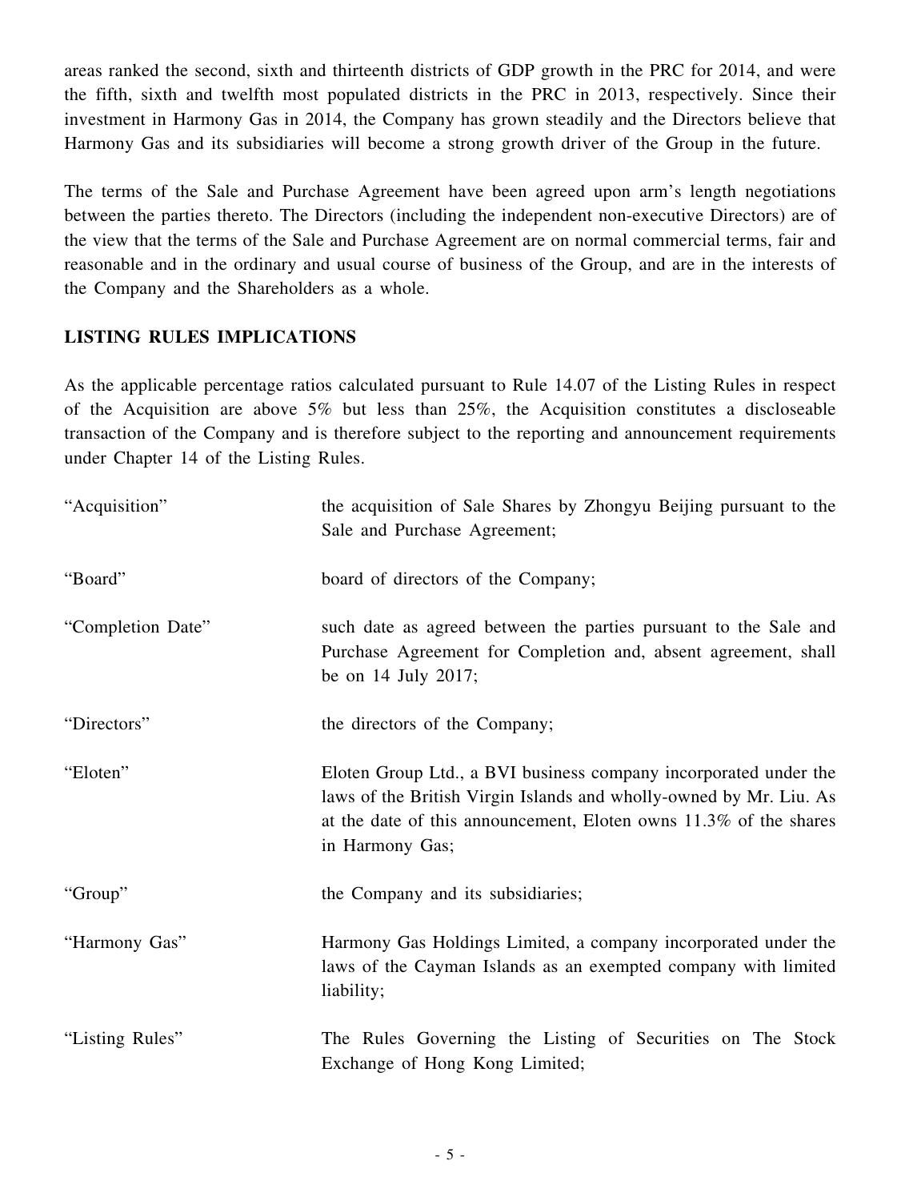areas ranked the second, sixth and thirteenth districts of GDP growth in the PRC for 2014, and were the fifth, sixth and twelfth most populated districts in the PRC in 2013, respectively. Since their investment in Harmony Gas in 2014, the Company has grown steadily and the Directors believe that Harmony Gas and its subsidiaries will become a strong growth driver of the Group in the future.

The terms of the Sale and Purchase Agreement have been agreed upon arm's length negotiations between the parties thereto. The Directors (including the independent non-executive Directors) are of the view that the terms of the Sale and Purchase Agreement are on normal commercial terms, fair and reasonable and in the ordinary and usual course of business of the Group, and are in the interests of the Company and the Shareholders as a whole.

## LISTING RULES IMPLICATIONS

As the applicable percentage ratios calculated pursuant to Rule 14.07 of the Listing Rules in respect of the Acquisition are above 5% but less than 25%, the Acquisition constitutes a discloseable transaction of the Company and is therefore subject to the reporting and announcement requirements under Chapter 14 of the Listing Rules.

| | |
|---|---|
| "Acquisition" | the acquisition of Sale Shares by Zhongyu Beijing pursuant to the Sale and Purchase Agreement; |
| "Board" | board of directors of the Company; |
| "Completion Date" | such date as agreed between the parties pursuant to the Sale and Purchase Agreement for Completion and, absent agreement, shall be on 14 July 2017; |
| "Directors" | the directors of the Company; |
| "Eloten" | Eloten Group Ltd., a BVI business company incorporated under the laws of the British Virgin Islands and wholly-owned by Mr. Liu. As at the date of this announcement, Eloten owns 11.3% of the shares in Harmony Gas; |
| "Group" | the Company and its subsidiaries; |
| "Harmony Gas" | Harmony Gas Holdings Limited, a company incorporated under the laws of the Cayman Islands as an exempted company with limited liability; |
| "Listing Rules" | The Rules Governing the Listing of Securities on The Stock Exchange of Hong Kong Limited; |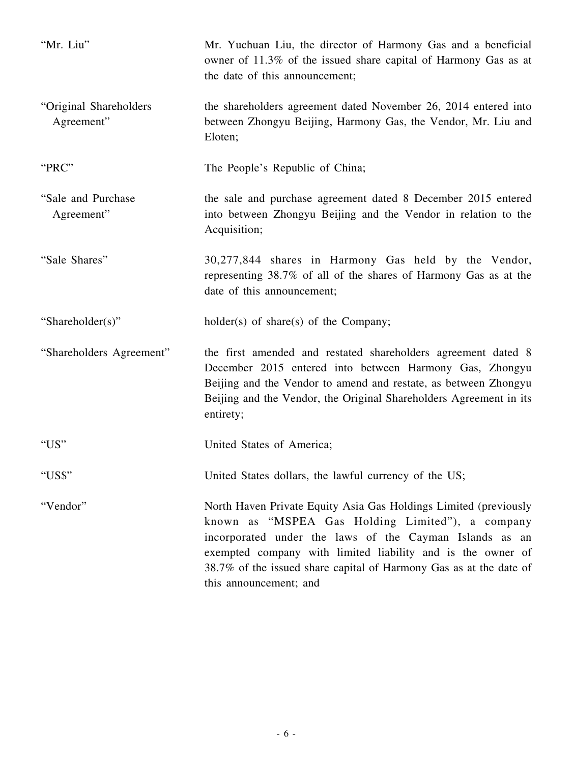| | |
|---|---|
| "Mr. Liu" | Mr. Yuchuan Liu, the director of Harmony Gas and a beneficial owner of 11.3% of the issued share capital of Harmony Gas as at the date of this announcement; |
| "Original Shareholders Agreement" | the shareholders agreement dated November 26, 2014 entered into between Zhongyu Beijing, Harmony Gas, the Vendor, Mr. Liu and Eloten; |
| "PRC" | The People's Republic of China; |
| "Sale and Purchase Agreement" | the sale and purchase agreement dated 8 December 2015 entered into between Zhongyu Beijing and the Vendor in relation to the Acquisition; |
| "Sale Shares" | 30,277,844 shares in Harmony Gas held by the Vendor, representing 38.7% of all of the shares of Harmony Gas as at the date of this announcement; |
| "Shareholder(s)" | holder(s) of share(s) of the Company; |
| "Shareholders Agreement" | the first amended and restated shareholders agreement dated 8 December 2015 entered into between Harmony Gas, Zhongyu Beijing and the Vendor to amend and restate, as between Zhongyu Beijing and the Vendor, the Original Shareholders Agreement in its entirety; |
| "US" | United States of America; |
| "US$" | United States dollars, the lawful currency of the US; |
| "Vendor" | North Haven Private Equity Asia Gas Holdings Limited (previously known as "MSPEA Gas Holding Limited"), a company incorporated under the laws of the Cayman Islands as an exempted company with limited liability and is the owner of 38.7% of the issued share capital of Harmony Gas as at the date of this announcement; and |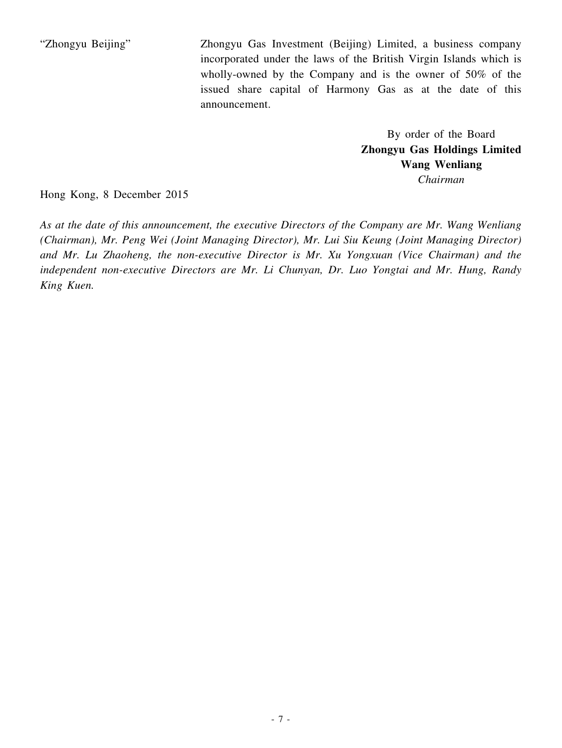| | |
|---|---|
| "Zhongyu Beijing" | Zhongyu Gas Investment (Beijing) Limited, a business company incorporated under the laws of the British Virgin Islands which is wholly-owned by the Company and is the owner of 50% of the issued share capital of Harmony Gas as at the date of this announcement. |

By order of the Board
**Zhongyu Gas Holdings Limited**
**Wang Wenliang**
*Chairman*

Hong Kong, 8 December 2015

*As at the date of this announcement, the executive Directors of the Company are Mr. Wang Wenliang (Chairman), Mr. Peng Wei (Joint Managing Director), Mr. Lui Siu Keung (Joint Managing Director) and Mr. Lu Zhaoheng, the non-executive Director is Mr. Xu Yongxuan (Vice Chairman) and the independent non-executive Directors are Mr. Li Chunyan, Dr. Luo Yongtai and Mr. Hung, Randy King Kuen.*